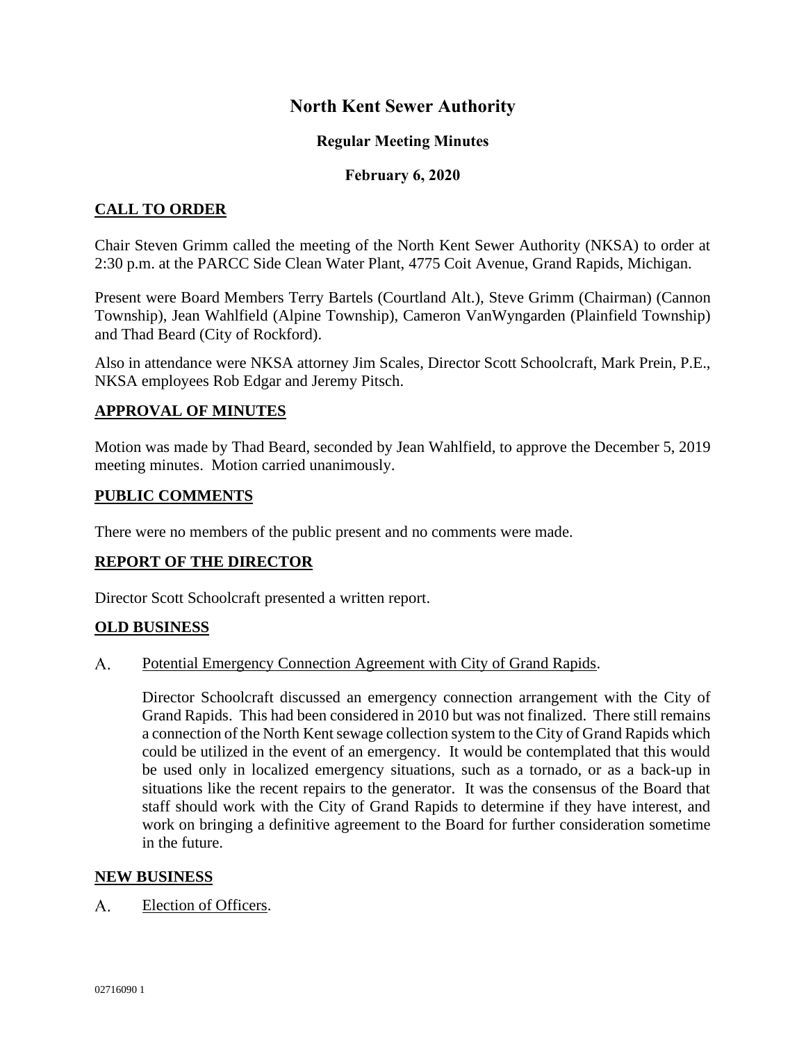# North Kent Sewer Authority

## Regular Meeting Minutes

## February 6, 2020

### CALL TO ORDER

Chair Steven Grimm called the meeting of the North Kent Sewer Authority (NKSA) to order at 2:30 p.m. at the PARCC Side Clean Water Plant, 4775 Coit Avenue, Grand Rapids, Michigan.

Present were Board Members Terry Bartels (Courtland Alt.), Steve Grimm (Chairman) (Cannon Township), Jean Wahlfield (Alpine Township), Cameron VanWyngarden (Plainfield Township) and Thad Beard (City of Rockford).

Also in attendance were NKSA attorney Jim Scales, Director Scott Schoolcraft, Mark Prein, P.E., NKSA employees Rob Edgar and Jeremy Pitsch.

### APPROVAL OF MINUTES

Motion was made by Thad Beard, seconded by Jean Wahlfield, to approve the December 5, 2019 meeting minutes. Motion carried unanimously.

### PUBLIC COMMENTS

There were no members of the public present and no comments were made.

### REPORT OF THE DIRECTOR

Director Scott Schoolcraft presented a written report.

### OLD BUSINESS

A. Potential Emergency Connection Agreement with City of Grand Rapids.

Director Schoolcraft discussed an emergency connection arrangement with the City of Grand Rapids. This had been considered in 2010 but was not finalized. There still remains a connection of the North Kent sewage collection system to the City of Grand Rapids which could be utilized in the event of an emergency. It would be contemplated that this would be used only in localized emergency situations, such as a tornado, or as a back-up in situations like the recent repairs to the generator. It was the consensus of the Board that staff should work with the City of Grand Rapids to determine if they have interest, and work on bringing a definitive agreement to the Board for further consideration sometime in the future.

### NEW BUSINESS

A. Election of Officers.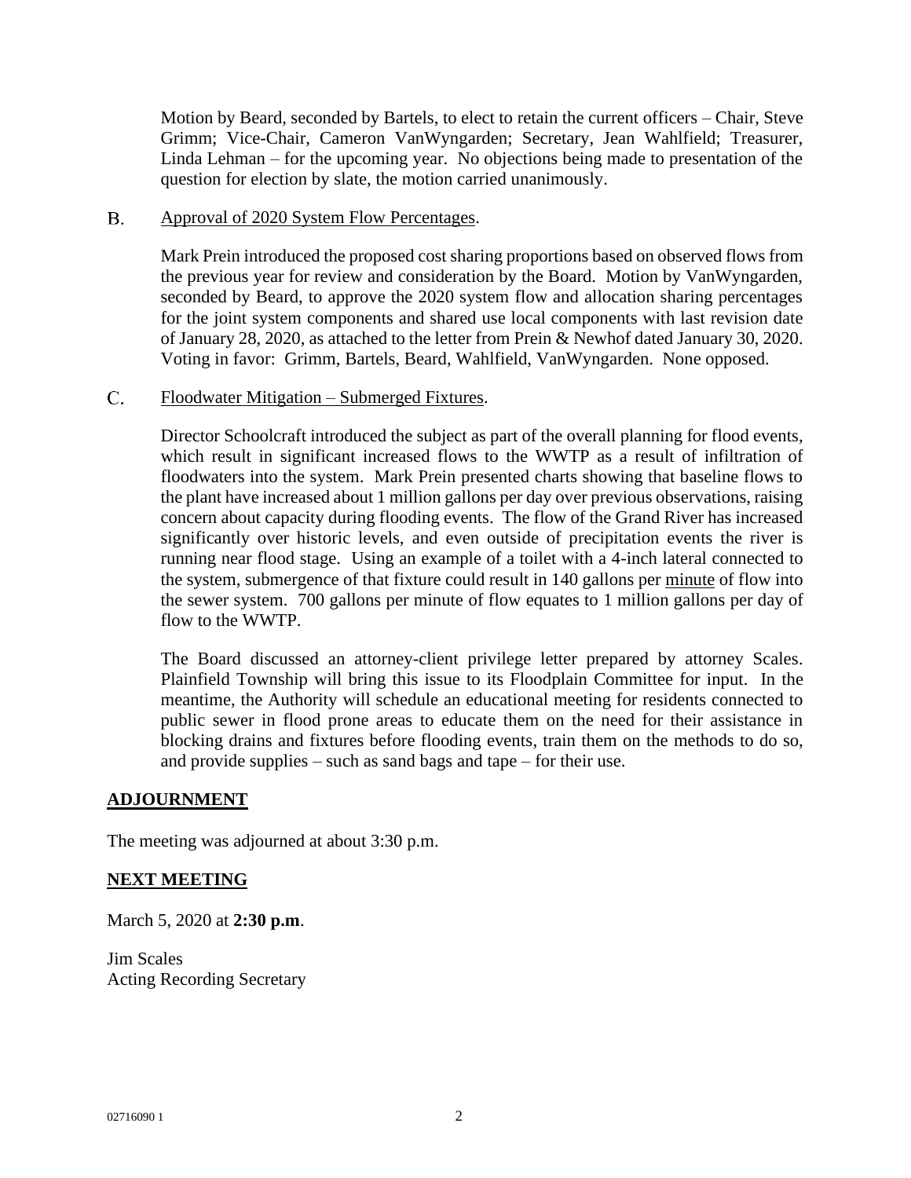Motion by Beard, seconded by Bartels, to elect to retain the current officers – Chair, Steve Grimm; Vice-Chair, Cameron VanWyngarden; Secretary, Jean Wahlfield; Treasurer, Linda Lehman – for the upcoming year. No objections being made to presentation of the question for election by slate, the motion carried unanimously.

B. Approval of 2020 System Flow Percentages.

Mark Prein introduced the proposed cost sharing proportions based on observed flows from the previous year for review and consideration by the Board. Motion by VanWyngarden, seconded by Beard, to approve the 2020 system flow and allocation sharing percentages for the joint system components and shared use local components with last revision date of January 28, 2020, as attached to the letter from Prein & Newhof dated January 30, 2020. Voting in favor: Grimm, Bartels, Beard, Wahlfield, VanWyngarden. None opposed.

C. Floodwater Mitigation – Submerged Fixtures.

Director Schoolcraft introduced the subject as part of the overall planning for flood events, which result in significant increased flows to the WWTP as a result of infiltration of floodwaters into the system. Mark Prein presented charts showing that baseline flows to the plant have increased about 1 million gallons per day over previous observations, raising concern about capacity during flooding events. The flow of the Grand River has increased significantly over historic levels, and even outside of precipitation events the river is running near flood stage. Using an example of a toilet with a 4-inch lateral connected to the system, submergence of that fixture could result in 140 gallons per minute of flow into the sewer system. 700 gallons per minute of flow equates to 1 million gallons per day of flow to the WWTP.

The Board discussed an attorney-client privilege letter prepared by attorney Scales. Plainfield Township will bring this issue to its Floodplain Committee for input. In the meantime, the Authority will schedule an educational meeting for residents connected to public sewer in flood prone areas to educate them on the need for their assistance in blocking drains and fixtures before flooding events, train them on the methods to do so, and provide supplies – such as sand bags and tape – for their use.

## ADJOURNMENT

The meeting was adjourned at about 3:30 p.m.

## NEXT MEETING

March 5, 2020 at **2:30 p.m**.

Jim Scales
Acting Recording Secretary

02716090 1